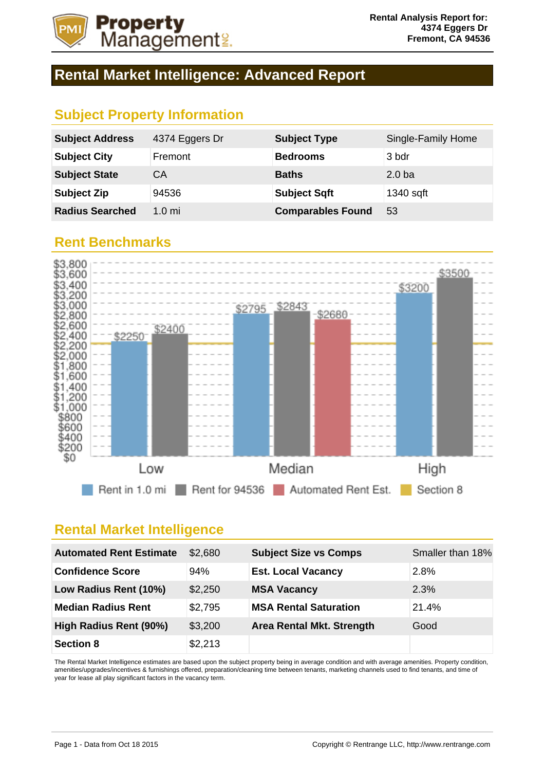Rental Analysis Report for:
4374 Eggers Dr
Fremont, CA 94536

# Rental Market Intelligence: Advanced Report

## Subject Property Information

| | | | |
|---|---|---|---|
| **Subject Address** | 4374 Eggers Dr | **Subject Type** | Single-Family Home |
| **Subject City** | Fremont | **Bedrooms** | 3 bdr |
| **Subject State** | CA | **Baths** | 2.0 ba |
| **Subject Zip** | 94536 | **Subject Sqft** | 1340 sqft |
| **Radius Searched** | 1.0 mi | **Comparables Found** | 53 |

## Rent Benchmarks

| | Rent in 1.0 mi | Rent for 94536 | Automated Rent Est. |
|---|---|---|---|
| Low | $2250 | $2400 | |
| Median | $2795 | $2843 | $2680 |
| High | $3200 | $3500 | |

Section 8

## Rental Market Intelligence

| | | | |
|---|---|---|---|
| **Automated Rent Estimate** | $2,680 | **Subject Size vs Comps** | Smaller than 18% |
| **Confidence Score** | 94% | **Est. Local Vacancy** | 2.8% |
| **Low Radius Rent (10%)** | $2,250 | **MSA Vacancy** | 2.3% |
| **Median Radius Rent** | $2,795 | **MSA Rental Saturation** | 21.4% |
| **High Radius Rent (90%)** | $3,200 | **Area Rental Mkt. Strength** | Good |
| **Section 8** | $2,213 | | |

The Rental Market Intelligence estimates are based upon the subject property being in average condition and with average amenities. Property condition, amenities/upgrades/incentives & furnishings offered, preparation/cleaning time between tenants, marketing channels used to find tenants, and time of year for lease all play significant factors in the vacancy term.

Page 1 - Data from Oct 18 2015

Copyright © Rentrange LLC, http://www.rentrange.com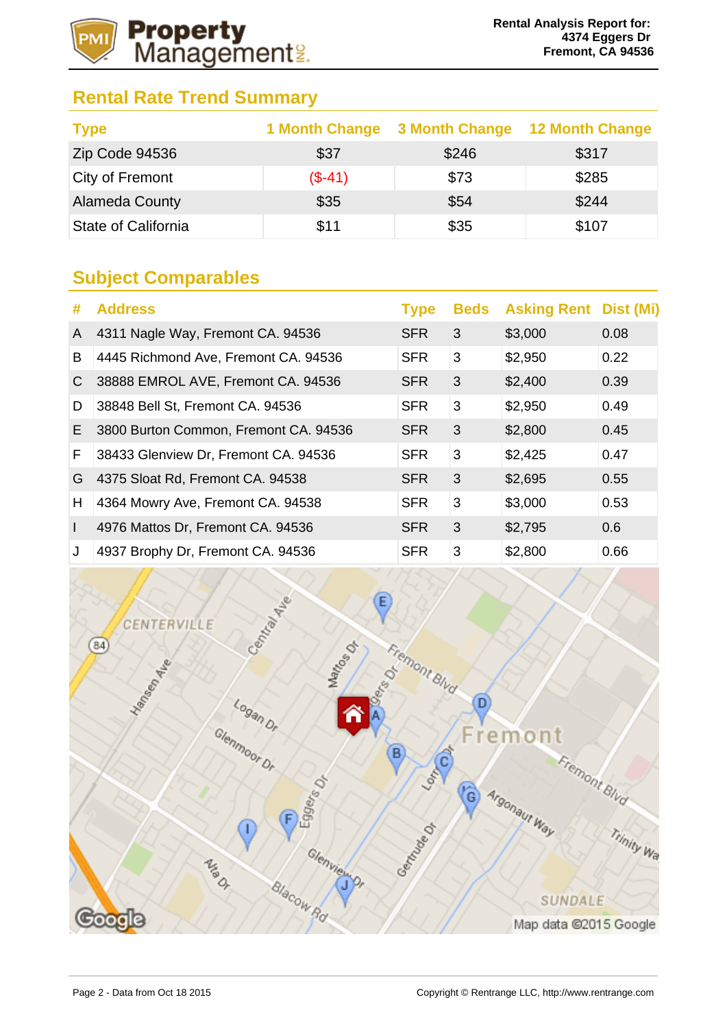## Rental Rate Trend Summary

| Type | 1 Month Change | 3 Month Change | 12 Month Change |
|---|---|---|---|
| Zip Code 94536 | $37 | $246 | $317 |
| City of Fremont | ($-41) | $73 | $285 |
| Alameda County | $35 | $54 | $244 |
| State of California | $11 | $35 | $107 |

## Subject Comparables

| # | Address | Type | Beds | Asking Rent | Dist (Mi) |
|---|---|---|---|---|---|
| A | 4311 Nagle Way, Fremont CA. 94536 | SFR | 3 | $3,000 | 0.08 |
| B | 4445 Richmond Ave, Fremont CA. 94536 | SFR | 3 | $2,950 | 0.22 |
| C | 38888 EMROL AVE, Fremont CA. 94536 | SFR | 3 | $2,400 | 0.39 |
| D | 38848 Bell St, Fremont CA. 94536 | SFR | 3 | $2,950 | 0.49 |
| E | 3800 Burton Common, Fremont CA. 94536 | SFR | 3 | $2,800 | 0.45 |
| F | 38433 Glenview Dr, Fremont CA. 94536 | SFR | 3 | $2,425 | 0.47 |
| G | 4375 Sloat Rd, Fremont CA. 94538 | SFR | 3 | $2,695 | 0.55 |
| H | 4364 Mowry Ave, Fremont CA. 94538 | SFR | 3 | $3,000 | 0.53 |
| I | 4976 Mattos Dr, Fremont CA. 94536 | SFR | 3 | $2,795 | 0.6 |
| J | 4937 Brophy Dr, Fremont CA. 94536 | SFR | 3 | $2,800 | 0.66 |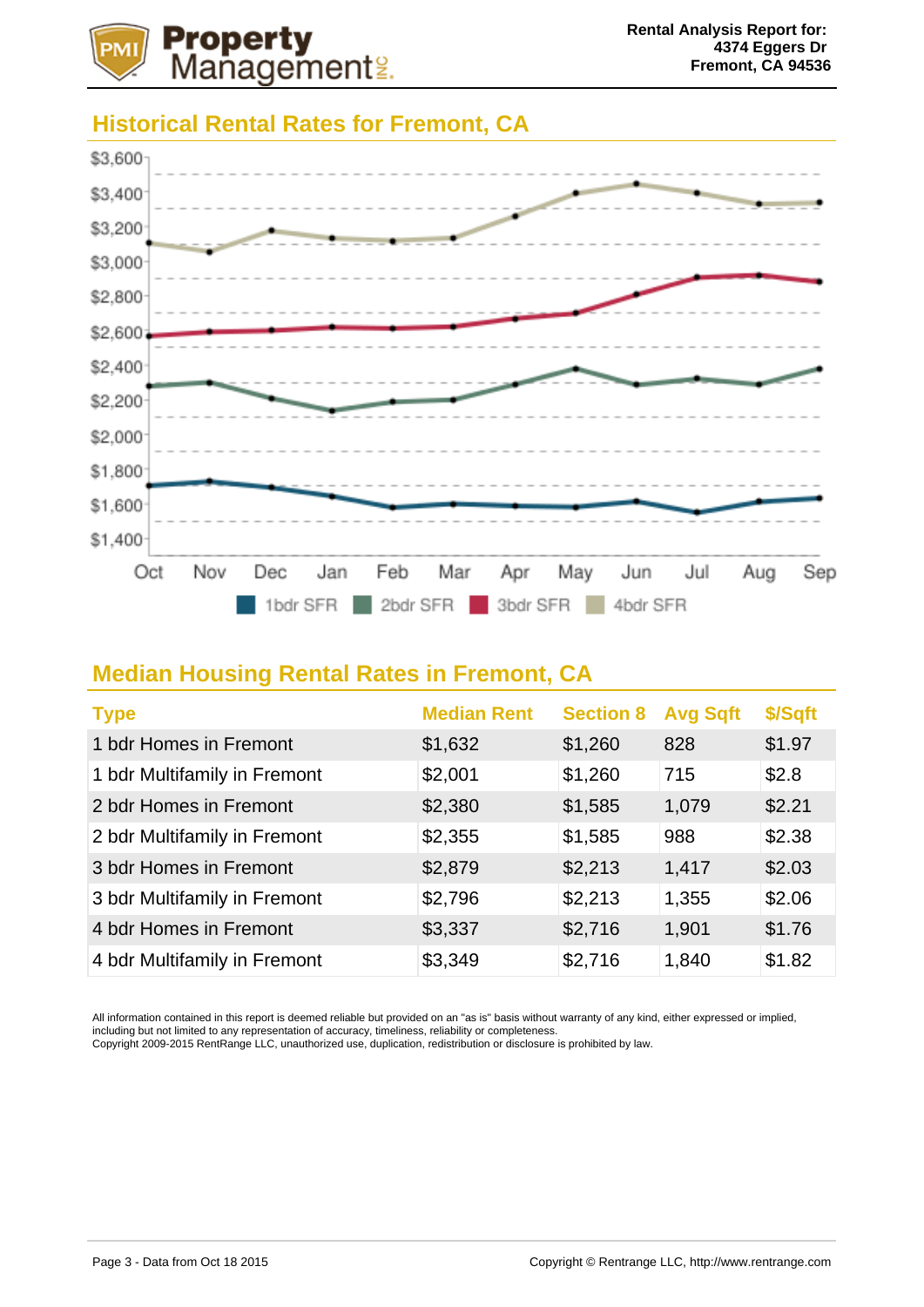Rental Analysis Report for:
4374 Eggers Dr
Fremont, CA 94536

## Historical Rental Rates for Fremont, CA

$3,600
$3,400
$3,200
$3,000
$2,800
$2,600
$2,400
$2,200
$2,000
$1,800
$1,600
$1,400

Oct Nov Dec Jan Feb Mar Apr May Jun Jul Aug Sep

1bdr SFR 2bdr SFR 3bdr SFR 4bdr SFR

## Median Housing Rental Rates in Fremont, CA

| Type | Median Rent | Section 8 | Avg Sqft | $/Sqft |
|---|---|---|---|---|
| 1 bdr Homes in Fremont | $1,632 | $1,260 | 828 | $1.97 |
| 1 bdr Multifamily in Fremont | $2,001 | $1,260 | 715 | $2.8 |
| 2 bdr Homes in Fremont | $2,380 | $1,585 | 1,079 | $2.21 |
| 2 bdr Multifamily in Fremont | $2,355 | $1,585 | 988 | $2.38 |
| 3 bdr Homes in Fremont | $2,879 | $2,213 | 1,417 | $2.03 |
| 3 bdr Multifamily in Fremont | $2,796 | $2,213 | 1,355 | $2.06 |
| 4 bdr Homes in Fremont | $3,337 | $2,716 | 1,901 | $1.76 |
| 4 bdr Multifamily in Fremont | $3,349 | $2,716 | 1,840 | $1.82 |

All information contained in this report is deemed reliable but provided on an "as is" basis without warranty of any kind, either expressed or implied, including but not limited to any representation of accuracy, timeliness, reliability or completeness.
Copyright 2009-2015 RentRange LLC, unauthorized use, duplication, redistribution or disclosure is prohibited by law.

Page 3 - Data from Oct 18 2015

Copyright © Rentrange LLC, http://www.rentrange.com